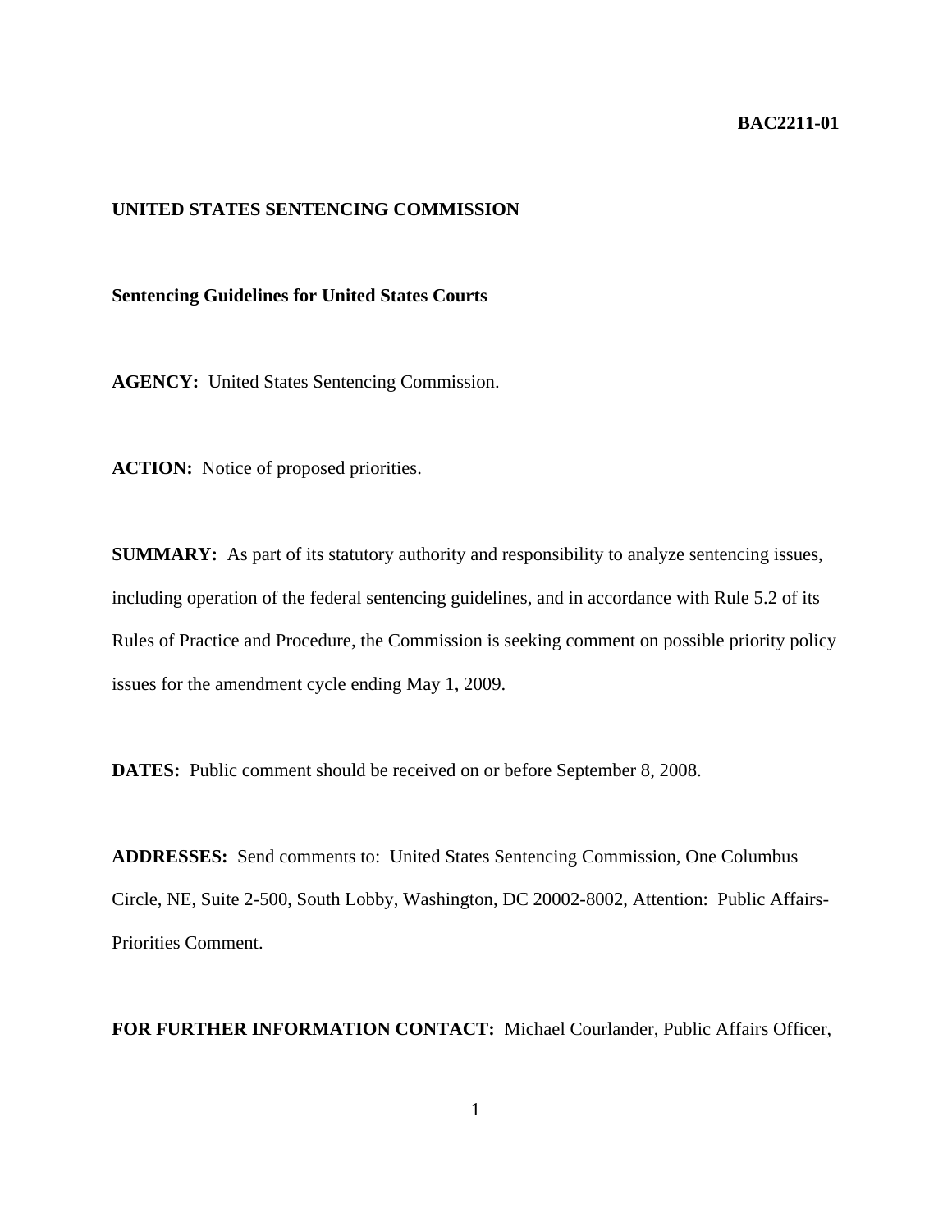**BAC2211-01**

**UNITED STATES SENTENCING COMMISSION**

**Sentencing Guidelines for United States Courts**

**AGENCY:** United States Sentencing Commission.

**ACTION:** Notice of proposed priorities.

**SUMMARY:** As part of its statutory authority and responsibility to analyze sentencing issues, including operation of the federal sentencing guidelines, and in accordance with Rule 5.2 of its Rules of Practice and Procedure, the Commission is seeking comment on possible priority policy issues for the amendment cycle ending May 1, 2009.

**DATES:** Public comment should be received on or before September 8, 2008.

**ADDRESSES:** Send comments to: United States Sentencing Commission, One Columbus Circle, NE, Suite 2-500, South Lobby, Washington, DC 20002-8002, Attention: Public Affairs-Priorities Comment.

**FOR FURTHER INFORMATION CONTACT:** Michael Courlander, Public Affairs Officer,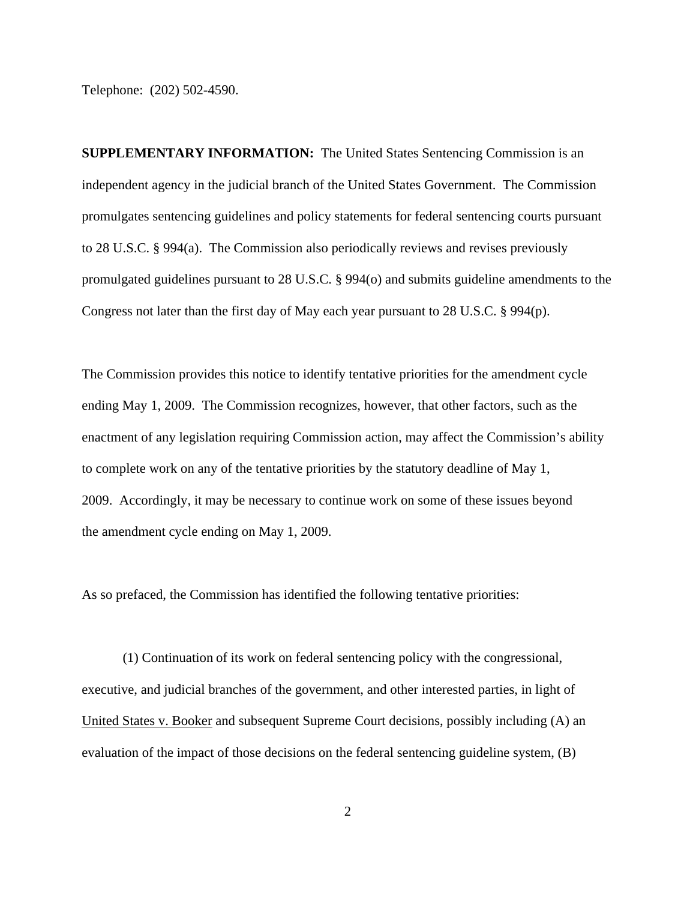Telephone: (202) 502-4590.

**SUPPLEMENTARY INFORMATION:** The United States Sentencing Commission is an independent agency in the judicial branch of the United States Government. The Commission promulgates sentencing guidelines and policy statements for federal sentencing courts pursuant to 28 U.S.C. § 994(a). The Commission also periodically reviews and revises previously promulgated guidelines pursuant to 28 U.S.C. § 994(o) and submits guideline amendments to the Congress not later than the first day of May each year pursuant to 28 U.S.C. § 994(p).

The Commission provides this notice to identify tentative priorities for the amendment cycle ending May 1, 2009. The Commission recognizes, however, that other factors, such as the enactment of any legislation requiring Commission action, may affect the Commission's ability to complete work on any of the tentative priorities by the statutory deadline of May 1, 2009. Accordingly, it may be necessary to continue work on some of these issues beyond the amendment cycle ending on May 1, 2009.

As so prefaced, the Commission has identified the following tentative priorities:

(1) Continuation of its work on federal sentencing policy with the congressional, executive, and judicial branches of the government, and other interested parties, in light of United States v. Booker and subsequent Supreme Court decisions, possibly including (A) an evaluation of the impact of those decisions on the federal sentencing guideline system, (B)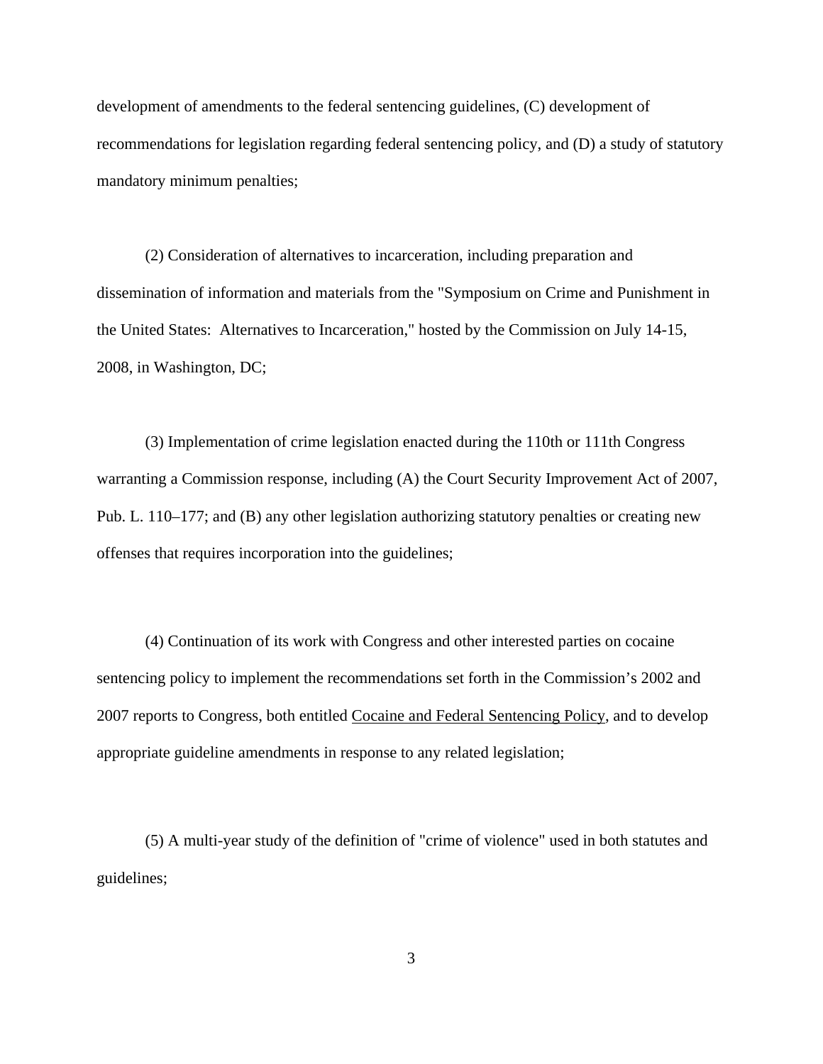development of amendments to the federal sentencing guidelines, (C) development of recommendations for legislation regarding federal sentencing policy, and (D) a study of statutory mandatory minimum penalties;

(2) Consideration of alternatives to incarceration, including preparation and dissemination of information and materials from the "Symposium on Crime and Punishment in the United States: Alternatives to Incarceration," hosted by the Commission on July 14-15, 2008, in Washington, DC;

(3) Implementation of crime legislation enacted during the 110th or 111th Congress warranting a Commission response, including (A) the Court Security Improvement Act of 2007, Pub. L. 110–177; and (B) any other legislation authorizing statutory penalties or creating new offenses that requires incorporation into the guidelines;

(4) Continuation of its work with Congress and other interested parties on cocaine sentencing policy to implement the recommendations set forth in the Commission's 2002 and 2007 reports to Congress, both entitled <u>Cocaine and Federal Sentencing Policy</u>, and to develop appropriate guideline amendments in response to any related legislation;

(5) A multi-year study of the definition of "crime of violence" used in both statutes and guidelines;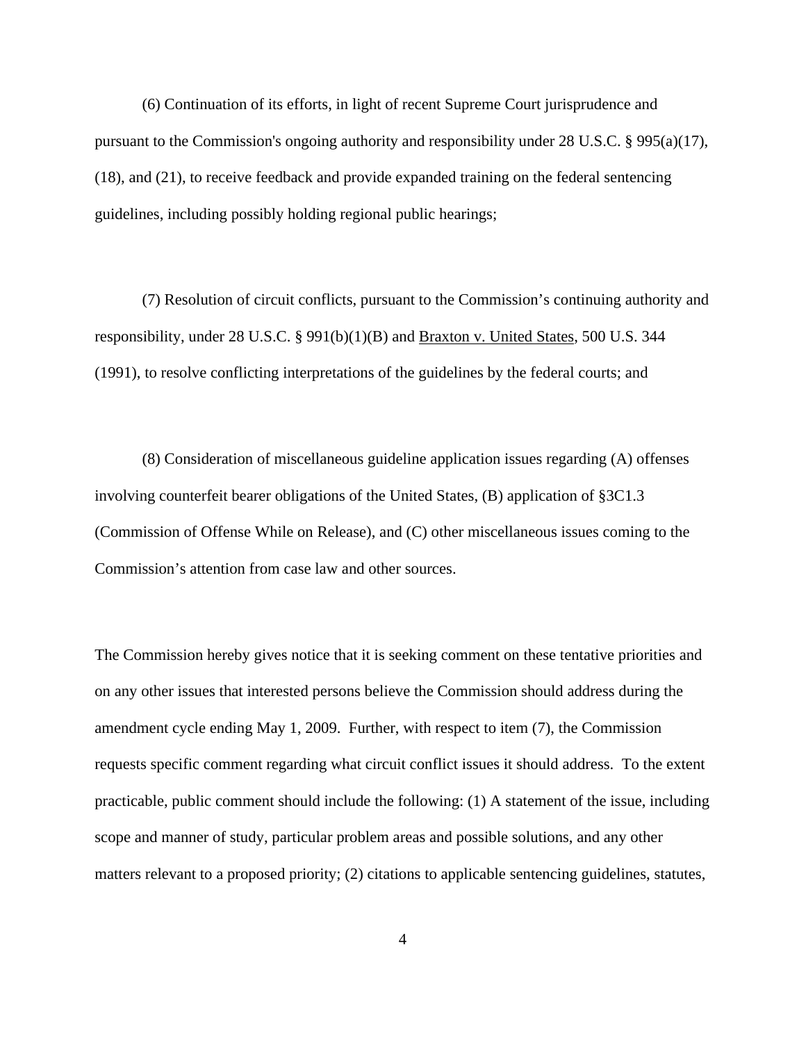(6) Continuation of its efforts, in light of recent Supreme Court jurisprudence and pursuant to the Commission's ongoing authority and responsibility under 28 U.S.C. § 995(a)(17), (18), and (21), to receive feedback and provide expanded training on the federal sentencing guidelines, including possibly holding regional public hearings;

(7) Resolution of circuit conflicts, pursuant to the Commission's continuing authority and responsibility, under 28 U.S.C. § 991(b)(1)(B) and Braxton v. United States, 500 U.S. 344 (1991), to resolve conflicting interpretations of the guidelines by the federal courts; and

(8) Consideration of miscellaneous guideline application issues regarding (A) offenses involving counterfeit bearer obligations of the United States, (B) application of §3C1.3 (Commission of Offense While on Release), and (C) other miscellaneous issues coming to the Commission's attention from case law and other sources.

The Commission hereby gives notice that it is seeking comment on these tentative priorities and on any other issues that interested persons believe the Commission should address during the amendment cycle ending May 1, 2009. Further, with respect to item (7), the Commission requests specific comment regarding what circuit conflict issues it should address. To the extent practicable, public comment should include the following: (1) A statement of the issue, including scope and manner of study, particular problem areas and possible solutions, and any other matters relevant to a proposed priority; (2) citations to applicable sentencing guidelines, statutes,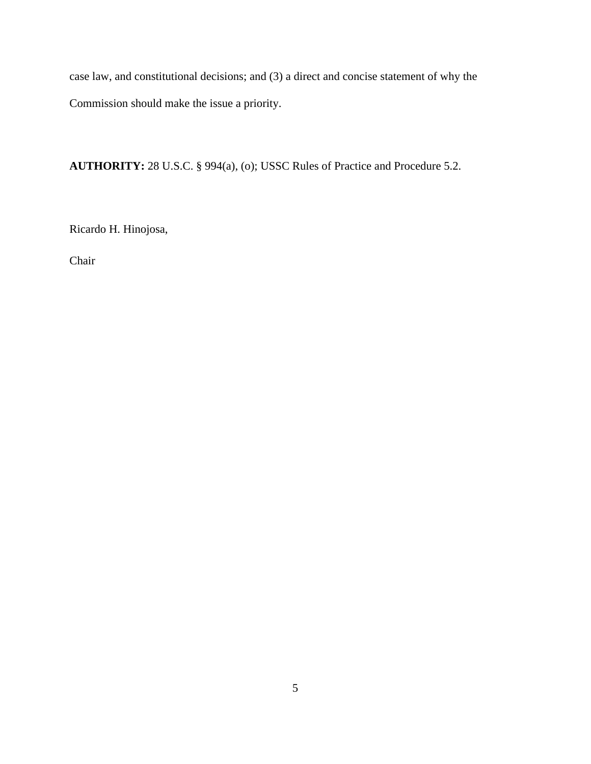case law, and constitutional decisions; and (3) a direct and concise statement of why the Commission should make the issue a priority.

**AUTHORITY:** 28 U.S.C. § 994(a), (o); USSC Rules of Practice and Procedure 5.2.

Ricardo H. Hinojosa,

Chair